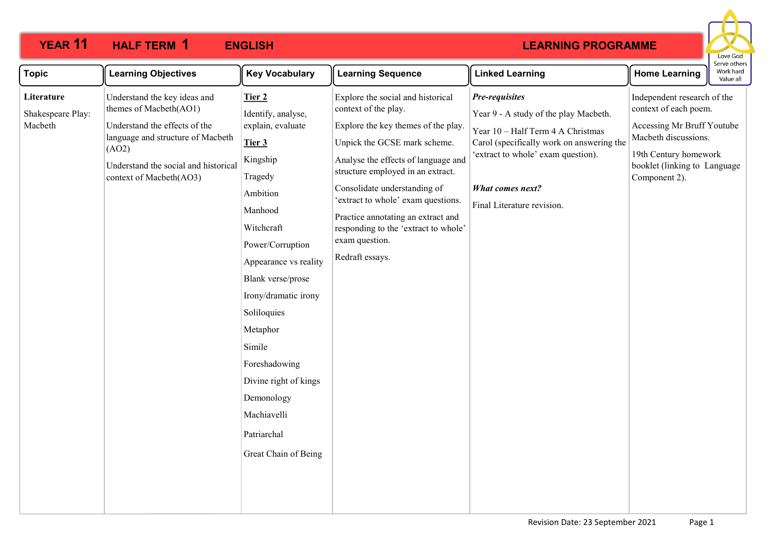# YEAR 11 HALF TERM 1 ENGLISH LEARNING PROGRAMME

Love God
Serve others
Work hard
Value all

| Topic | Learning Objectives | Key Vocabulary | Learning Sequence | Linked Learning | Home Learning |
|---|---|---|---|---|---|
| **Literature**<br><br>Shakespeare Play: Macbeth | Understand the key ideas and themes of Macbeth(AO1)<br><br>Understand the effects of the language and structure of Macbeth (AO2)<br><br>Understand the social and historical context of Macbeth(AO3) | **Tier 2**<br><br>Identify, analyse, explain, evaluate<br><br>**Tier 3**<br><br>Kingship<br><br>Tragedy<br><br>Ambition<br><br>Manhood<br><br>Witchcraft<br><br>Power/Corruption<br><br>Appearance vs reality<br><br>Blank verse/prose<br><br>Irony/dramatic irony<br><br>Soliloquies<br><br>Metaphor<br><br>Simile<br><br>Foreshadowing<br><br>Divine right of kings<br><br>Demonology<br><br>Machiavelli<br><br>Patriarchal<br><br>Great Chain of Being | Explore the social and historical context of the play.<br><br>Explore the key themes of the play.<br><br>Unpick the GCSE mark scheme.<br><br>Analyse the effects of language and structure employed in an extract.<br><br>Consolidate understanding of 'extract to whole' exam questions.<br><br>Practice annotating an extract and responding to the 'extract to whole' exam question.<br><br>Redraft essays. | ***Pre-requisites***<br><br>Year 9 - A study of the play Macbeth.<br><br>Year 10 – Half Term 4 A Christmas Carol (specifically work on answering the 'extract to whole' exam question).<br><br>***What comes next?***<br><br>Final Literature revision. | Independent research of the context of each poem.<br><br>Accessing Mr Bruff Youtube Macbeth discussions.<br><br>19th Century homework booklet (linking to Language Component 2). |

Revision Date: 23 September 2021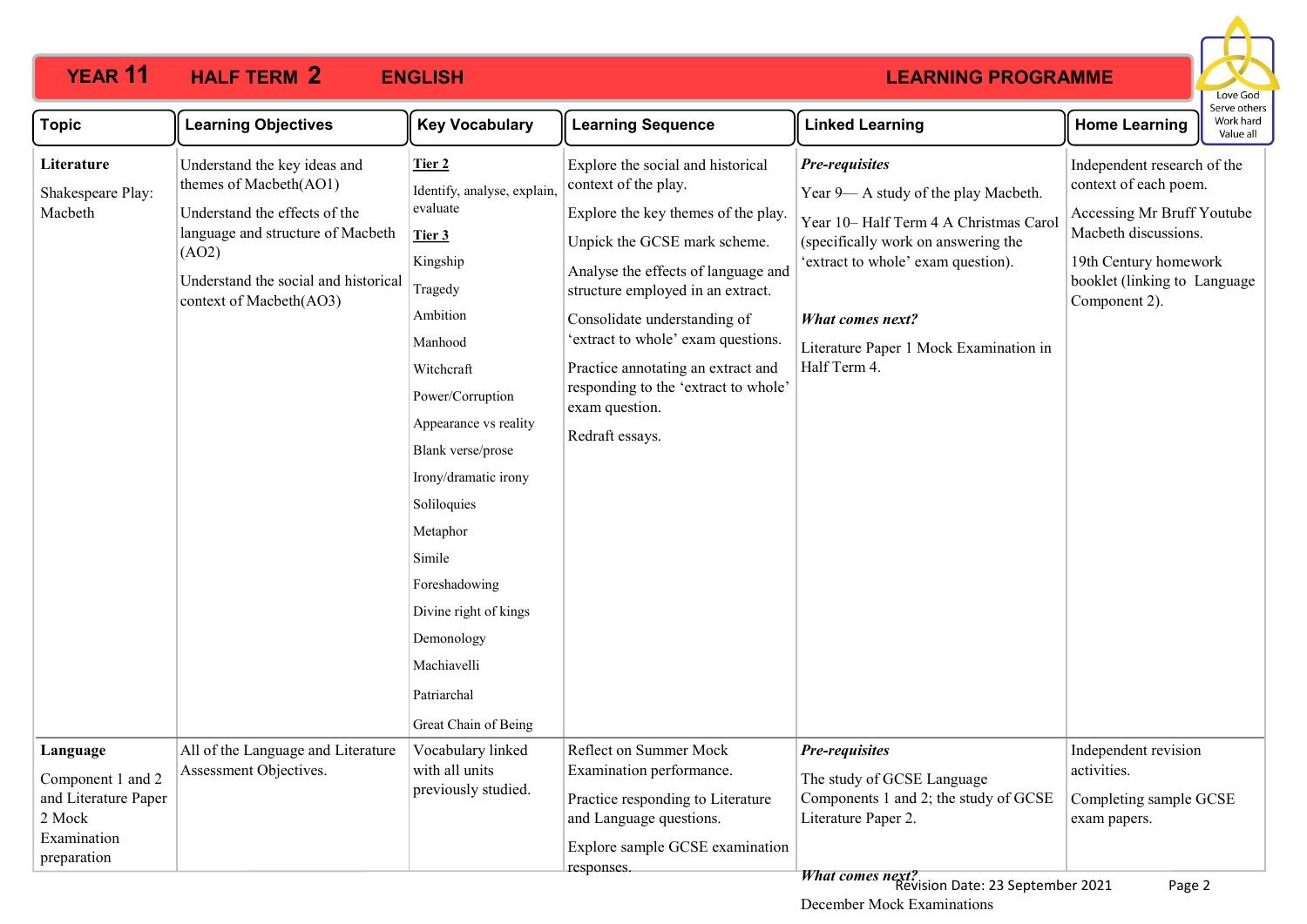# YEAR 11 HALF TERM 2 ENGLISH LEARNING PROGRAMME

Love God
Serve others
Work hard
Value all

| Topic | Learning Objectives | Key Vocabulary | Learning Sequence | Linked Learning | Home Learning |
|---|---|---|---|---|---|
| **Literature**<br><br>Shakespeare Play: Macbeth | Understand the key ideas and themes of Macbeth(AO1)<br><br>Understand the effects of the language and structure of Macbeth (AO2)<br><br>Understand the social and historical context of Macbeth(AO3) | **Tier 2**<br>Identify, analyse, explain, evaluate<br><br>**Tier 3**<br>Kingship<br>Tragedy<br>Ambition<br>Manhood<br>Witchcraft<br>Power/Corruption<br>Appearance vs reality<br>Blank verse/prose<br>Irony/dramatic irony<br>Soliloquies<br>Metaphor<br>Simile<br>Foreshadowing<br>Divine right of kings<br>Demonology<br>Machiavelli<br>Patriarchal<br>Great Chain of Being | Explore the social and historical context of the play.<br><br>Explore the key themes of the play.<br><br>Unpick the GCSE mark scheme.<br><br>Analyse the effects of language and structure employed in an extract.<br><br>Consolidate understanding of 'extract to whole' exam questions.<br><br>Practice annotating an extract and responding to the 'extract to whole' exam question.<br><br>Redraft essays. | ***Pre-requisites***<br>Year 9— A study of the play Macbeth.<br><br>Year 10– Half Term 4 A Christmas Carol (specifically work on answering the 'extract to whole' exam question).<br><br>***What comes next?***<br>Literature Paper 1 Mock Examination in Half Term 4. | Independent research of the context of each poem.<br><br>Accessing Mr Bruff Youtube Macbeth discussions.<br><br>19th Century homework booklet (linking to Language Component 2). |
| **Language**<br><br>Component 1 and 2 and Literature Paper 2 Mock Examination preparation | All of the Language and Literature Assessment Objectives. | Vocabulary linked with all units previously studied. | Reflect on Summer Mock Examination performance.<br><br>Practice responding to Literature and Language questions.<br><br>Explore sample GCSE examination responses. | ***Pre-requisites***<br>The study of GCSE Language Components 1 and 2; the study of GCSE Literature Paper 2.<br><br>***What comes next?***<br>December Mock Examinations | Independent revision activities.<br><br>Completing sample GCSE exam papers. |

Revision Date: 23 September 2021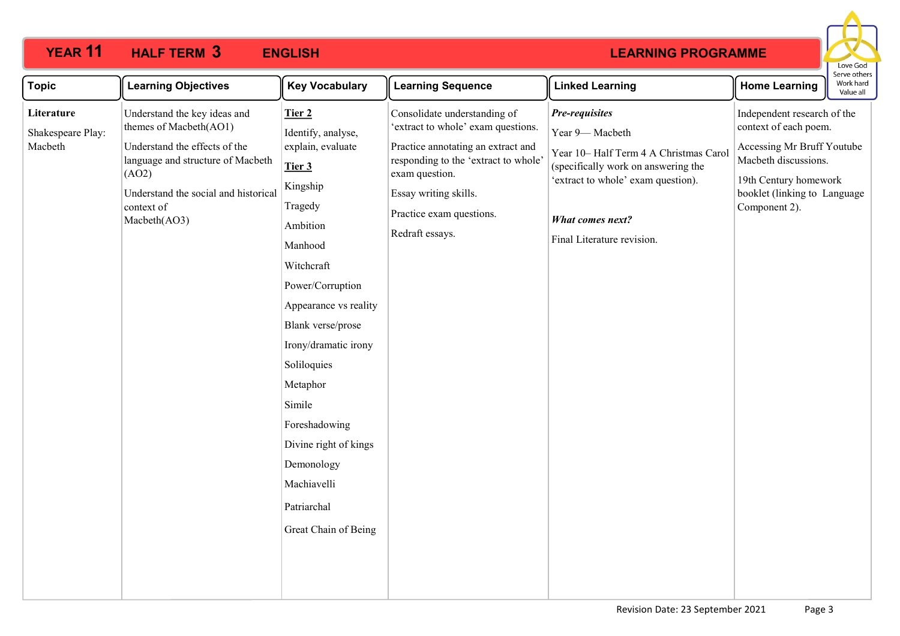# YEAR 11 HALF TERM 3 ENGLISH LEARNING PROGRAMME

Love God
Serve others
Work hard
Value all

| Topic | Learning Objectives | Key Vocabulary | Learning Sequence | Linked Learning | Home Learning |
|---|---|---|---|---|---|
| **Literature**<br><br>Shakespeare Play: Macbeth | Understand the key ideas and themes of Macbeth(AO1)<br><br>Understand the effects of the language and structure of Macbeth (AO2)<br><br>Understand the social and historical context of Macbeth(AO3) | **Tier 2**<br><br>Identify, analyse, explain, evaluate<br><br>**Tier 3**<br><br>Kingship<br><br>Tragedy<br><br>Ambition<br><br>Manhood<br><br>Witchcraft<br><br>Power/Corruption<br><br>Appearance vs reality<br><br>Blank verse/prose<br><br>Irony/dramatic irony<br><br>Soliloquies<br><br>Metaphor<br><br>Simile<br><br>Foreshadowing<br><br>Divine right of kings<br><br>Demonology<br><br>Machiavelli<br><br>Patriarchal<br><br>Great Chain of Being | Consolidate understanding of 'extract to whole' exam questions.<br><br>Practice annotating an extract and responding to the 'extract to whole' exam question.<br><br>Essay writing skills.<br><br>Practice exam questions.<br><br>Redraft essays. | ***Pre-requisites***<br><br>Year 9— Macbeth<br><br>Year 10– Half Term 4 A Christmas Carol (specifically work on answering the 'extract to whole' exam question).<br><br>***What comes next?***<br><br>Final Literature revision. | Independent research of the context of each poem.<br><br>Accessing Mr Bruff Youtube Macbeth discussions.<br><br>19th Century homework booklet (linking to Language Component 2). |

Revision Date: 23 September 2021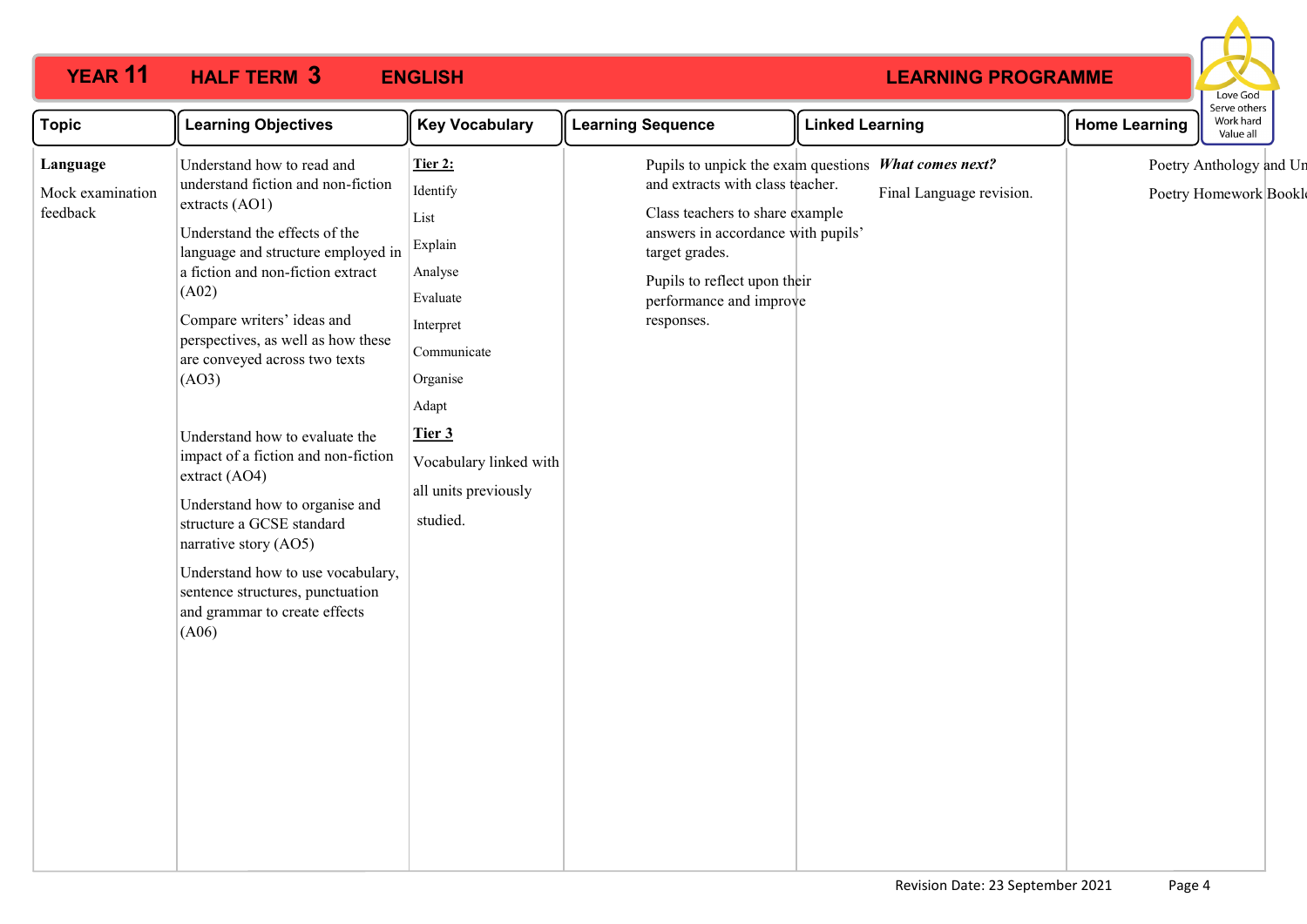# YEAR 11 HALF TERM 3 ENGLISH LEARNING PROGRAMME

Love God
Serve others
Work hard
Value all

| Topic | Learning Objectives | Key Vocabulary | Learning Sequence | Linked Learning | Home Learning |
|---|---|---|---|---|---|
| **Language**<br><br>Mock examination feedback | Understand how to read and understand fiction and non-fiction extracts (AO1)<br><br>Understand the effects of the language and structure employed in a fiction and non-fiction extract (A02)<br><br>Compare writers' ideas and perspectives, as well as how these are conveyed across two texts (AO3)<br><br>Understand how to evaluate the impact of a fiction and non-fiction extract (AO4)<br><br>Understand how to organise and structure a GCSE standard narrative story (AO5)<br><br>Understand how to use vocabulary, sentence structures, punctuation and grammar to create effects (A06) | **Tier 2:**<br>Identify<br>List<br>Explain<br>Analyse<br>Evaluate<br>Interpret<br>Communicate<br>Organise<br>Adapt<br><br>**Tier 3**<br>Vocabulary linked with all units previously studied. | Pupils to unpick the exam questions and extracts with class teacher.<br><br>Class teachers to share example answers in accordance with pupils' target grades.<br><br>Pupils to reflect upon their performance and improve responses. | ***What comes next?***<br><br>Final Language revision. | Poetry Anthology and Un<br><br>Poetry Homework Bookl |

Revision Date: 23 September 2021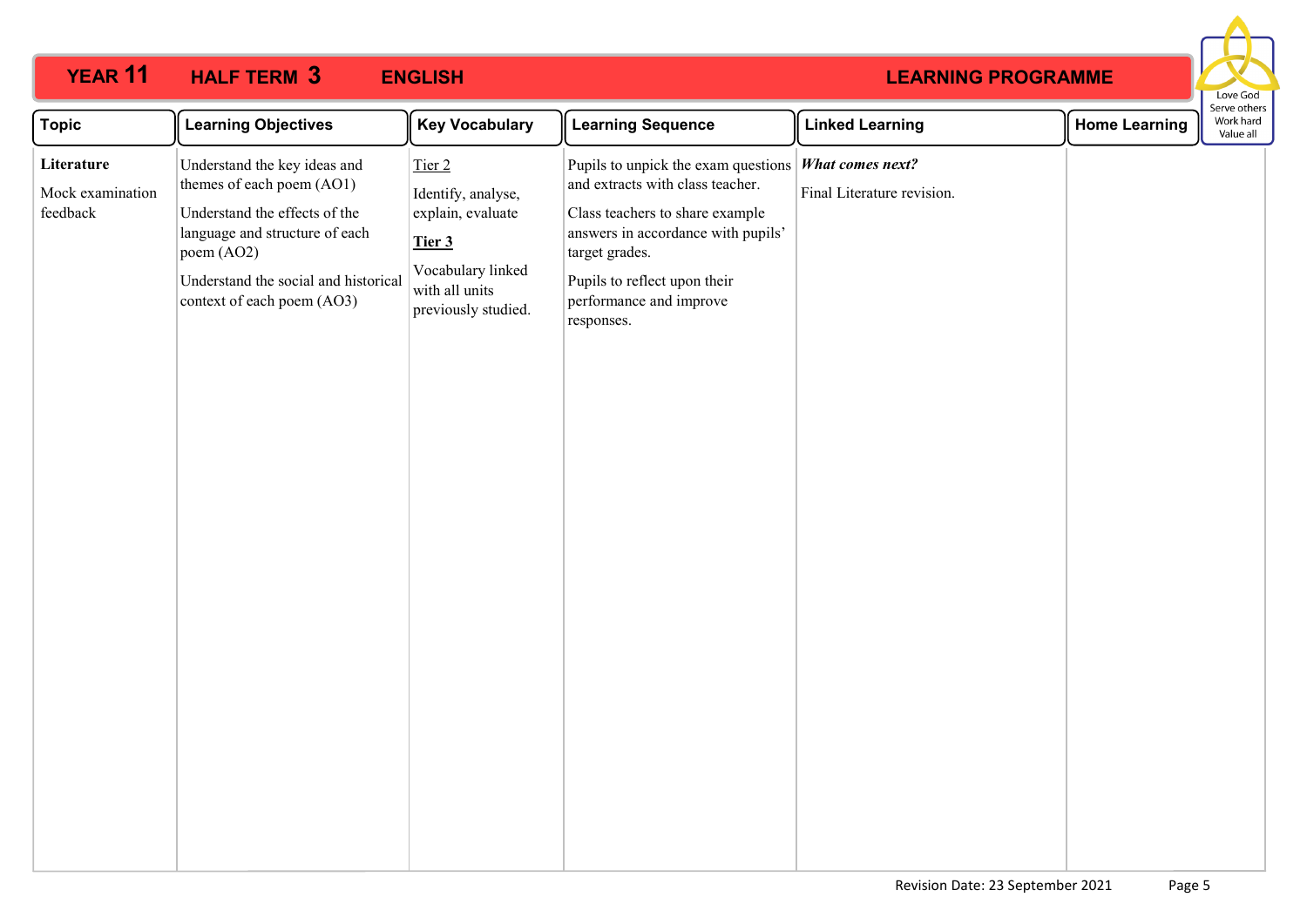# YEAR 11 HALF TERM 3 ENGLISH LEARNING PROGRAMME

Love God
Serve others
Work hard
Value all

| Topic | Learning Objectives | Key Vocabulary | Learning Sequence | Linked Learning | Home Learning |
|---|---|---|---|---|---|
| **Literature**<br><br>Mock examination feedback | Understand the key ideas and themes of each poem (AO1)<br><br>Understand the effects of the language and structure of each poem (AO2)<br><br>Understand the social and historical context of each poem (AO3) | Tier 2<br><br>Identify, analyse, explain, evaluate<br><br>**Tier 3**<br><br>Vocabulary linked with all units previously studied. | Pupils to unpick the exam questions and extracts with class teacher.<br><br>Class teachers to share example answers in accordance with pupils' target grades.<br><br>Pupils to reflect upon their performance and improve responses. | ***What comes next?***<br><br>Final Literature revision. | |

Revision Date: 23 September 2021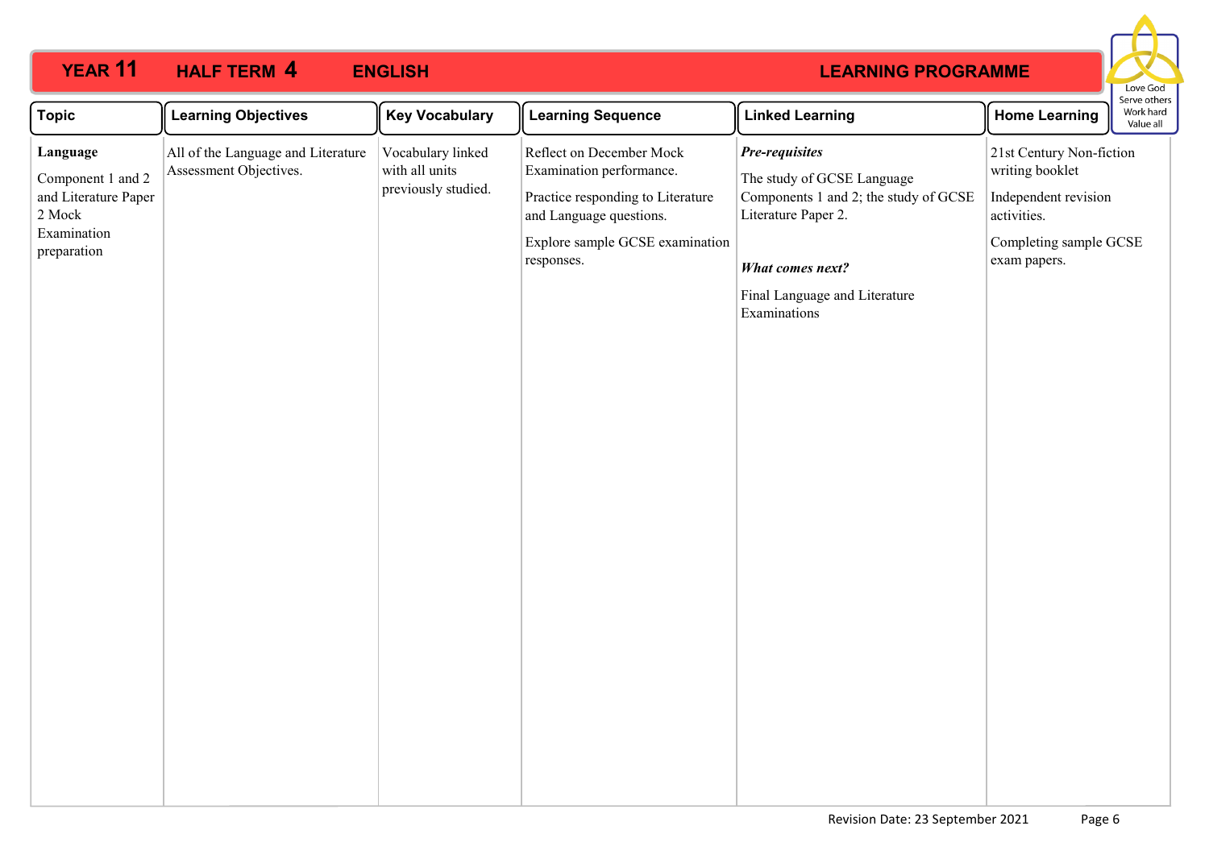# YEAR 11 HALF TERM 4 ENGLISH LEARNING PROGRAMME

Love God
Serve others
Work hard
Value all

| Topic | Learning Objectives | Key Vocabulary | Learning Sequence | Linked Learning | Home Learning |
|---|---|---|---|---|---|
| **Language**<br><br>Component 1 and 2 and Literature Paper 2 Mock Examination preparation | All of the Language and Literature Assessment Objectives. | Vocabulary linked with all units previously studied. | Reflect on December Mock Examination performance.<br><br>Practice responding to Literature and Language questions.<br><br>Explore sample GCSE examination responses. | ***Pre-requisites***<br><br>The study of GCSE Language Components 1 and 2; the study of GCSE Literature Paper 2.<br><br>***What comes next?***<br><br>Final Language and Literature Examinations | 21st Century Non-fiction writing booklet<br><br>Independent revision activities.<br><br>Completing sample GCSE exam papers. |

Revision Date: 23 September 2021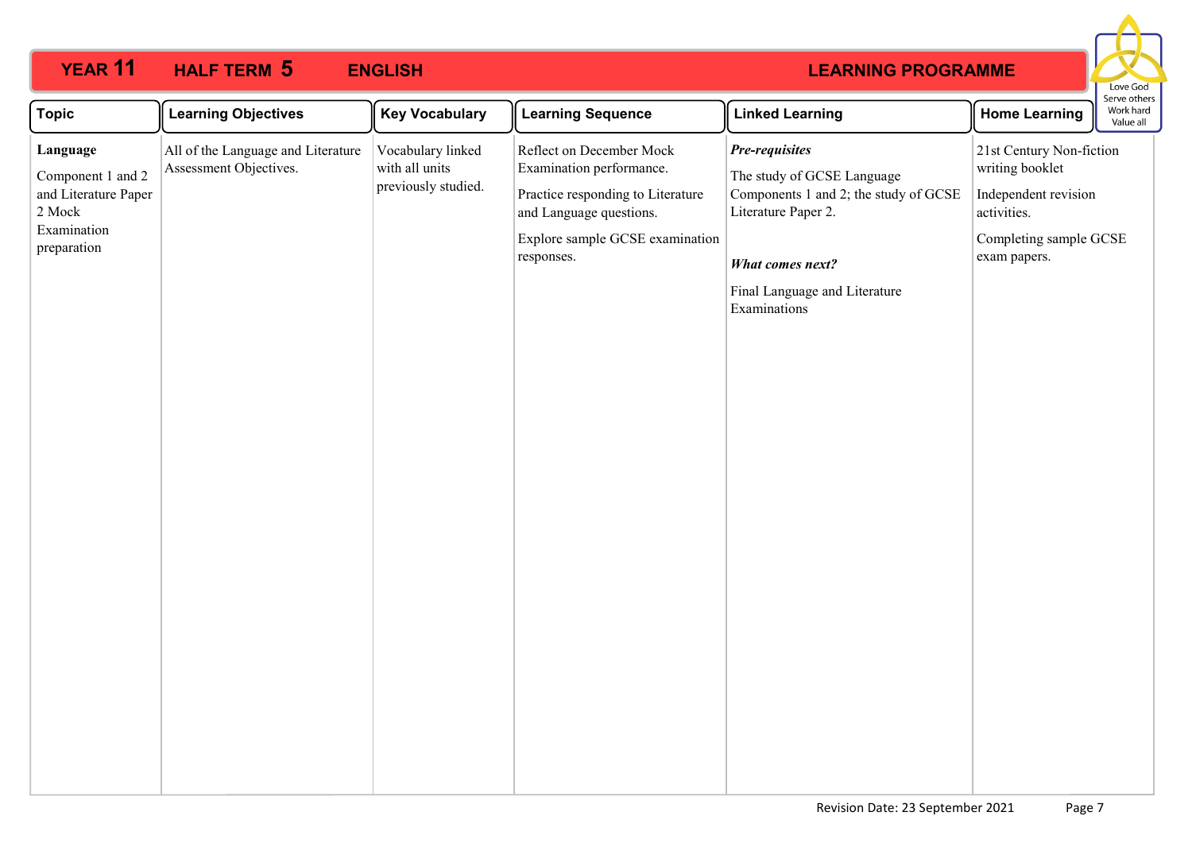# YEAR 11 HALF TERM 5 ENGLISH LEARNING PROGRAMME

Love God
Serve others
Work hard
Value all

| Topic | Learning Objectives | Key Vocabulary | Learning Sequence | Linked Learning | Home Learning |
|---|---|---|---|---|---|
| **Language**<br><br>Component 1 and 2 and Literature Paper 2 Mock Examination preparation | All of the Language and Literature Assessment Objectives. | Vocabulary linked with all units previously studied. | Reflect on December Mock Examination performance.<br><br>Practice responding to Literature and Language questions.<br><br>Explore sample GCSE examination responses. | ***Pre-requisites***<br><br>The study of GCSE Language Components 1 and 2; the study of GCSE Literature Paper 2.<br><br>***What comes next?***<br><br>Final Language and Literature Examinations | 21st Century Non-fiction writing booklet<br><br>Independent revision activities.<br><br>Completing sample GCSE exam papers. |

Revision Date: 23 September 2021